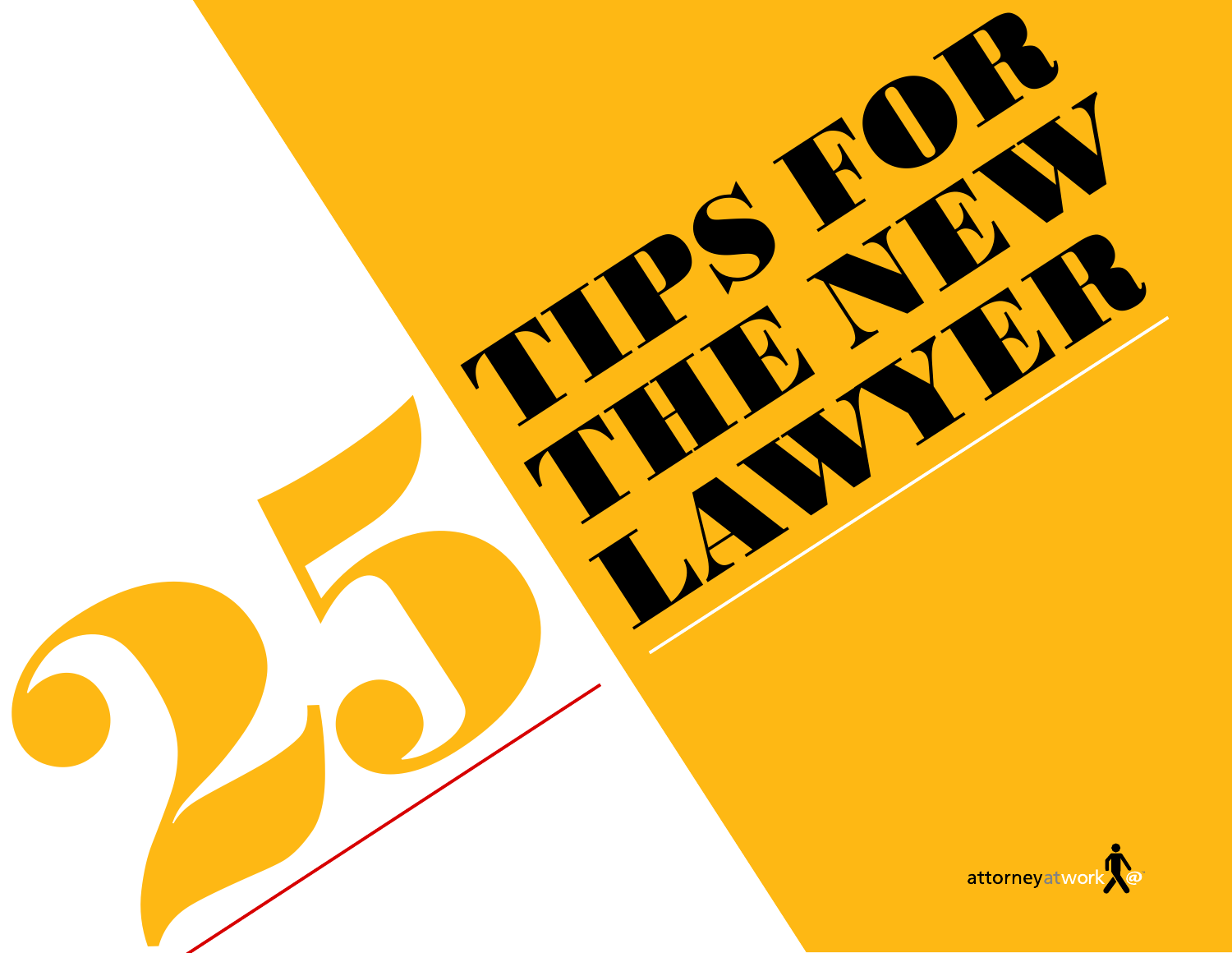# 25 TIPS FOR THE NEW LAWYER

attorneyatwork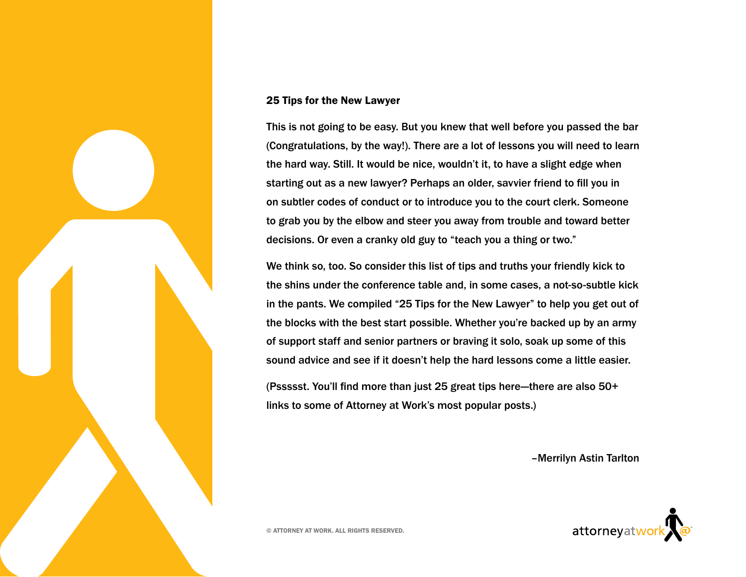## 25 Tips for the New Lawyer

This is not going to be easy. But you knew that well before you passed the bar (Congratulations, by the way!). There are a lot of lessons you will need to learn the hard way. Still. It would be nice, wouldn't it, to have a slight edge when starting out as a new lawyer? Perhaps an older, savvier friend to fill you in on subtler codes of conduct or to introduce you to the court clerk. Someone to grab you by the elbow and steer you away from trouble and toward better decisions. Or even a cranky old guy to "teach you a thing or two."

We think so, too. So consider this list of tips and truths your friendly kick to the shins under the conference table and, in some cases, a not-so-subtle kick in the pants. We compiled "25 Tips for the New Lawyer" to help you get out of the blocks with the best start possible. Whether you're backed up by an army of support staff and senior partners or braving it solo, soak up some of this sound advice and see if it doesn't help the hard lessons come a little easier.

(Pssssst. You'll find more than just 25 great tips here—there are also 50+ links to some of Attorney at Work's most popular posts.)

–Merrilyn Astin Tarlton

© ATTORNEY AT WORK. ALL RIGHTS RESERVED.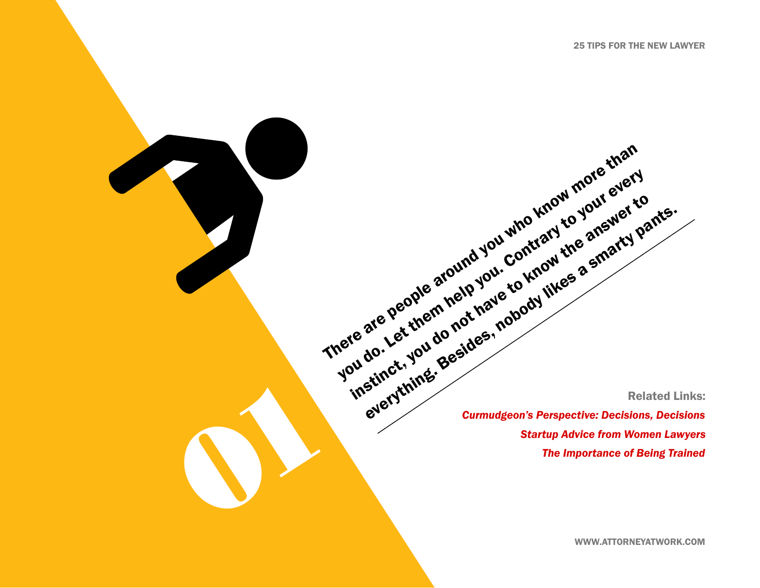# 01

**There are people around you who know more than you do. Let them help you. Contrary to your every instinct, you do not have to know the answer to everything. Besides, nobody likes a smarty pants.**

**Related Links:**

*Curmudgeon's Perspective: Decisions, Decisions*

*Startup Advice from Women Lawyers*

*The Importance of Being Trained*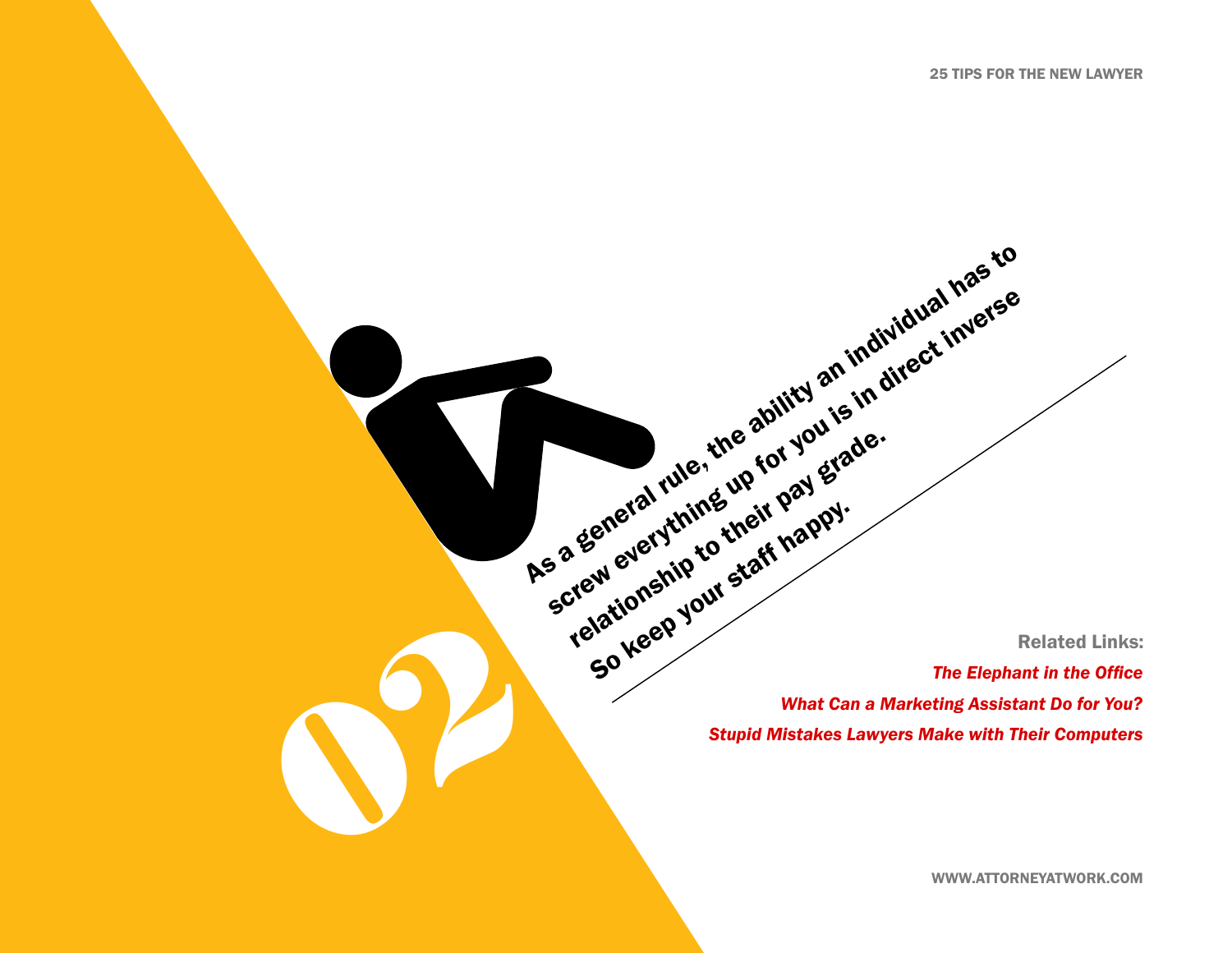# 02

As a general rule, the ability an individual has to screw everything up for you is in direct inverse relationship to their pay grade. So keep your staff happy.

**Related Links:**

*The Elephant in the Office*

*What Can a Marketing Assistant Do for You?*

*Stupid Mistakes Lawyers Make with Their Computers*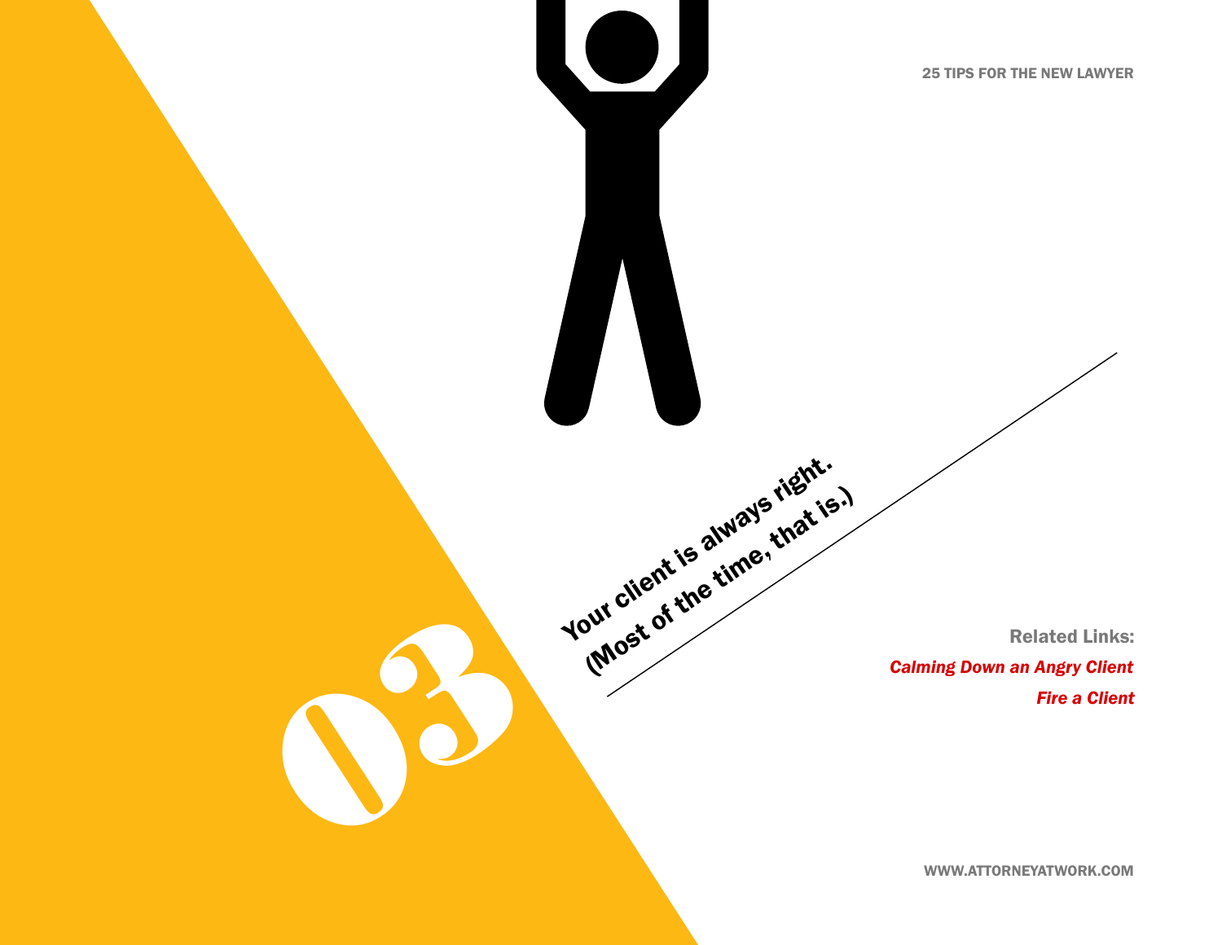# 03

## Your client is always right. (Most of the time, that is.)

**Related Links:**

*Calming Down an Angry Client*

*Fire a Client*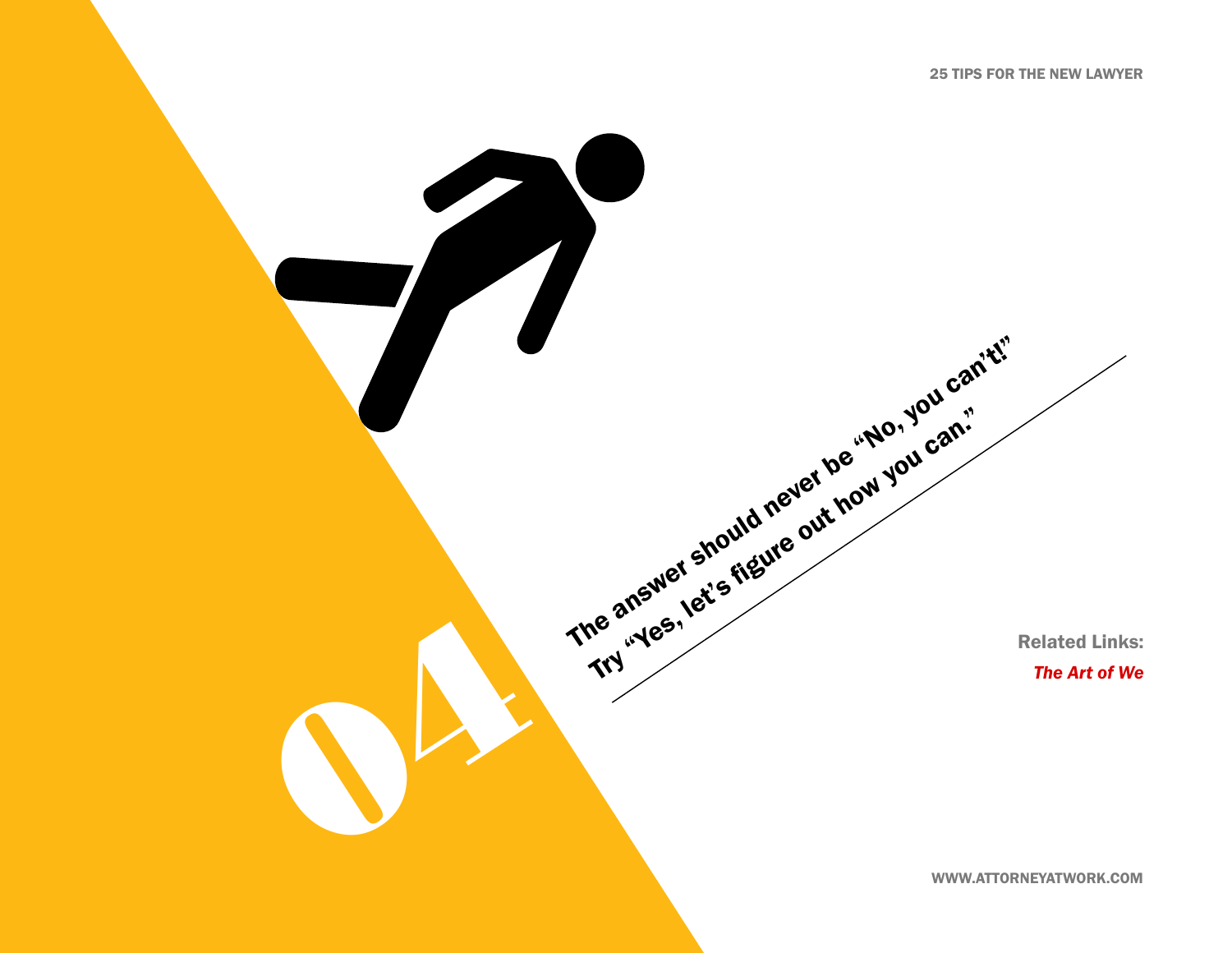# 04

**The answer should never be "No, you can't!" Try "Yes, let's figure out how you can."**

**Related Links:**

***The Art of We***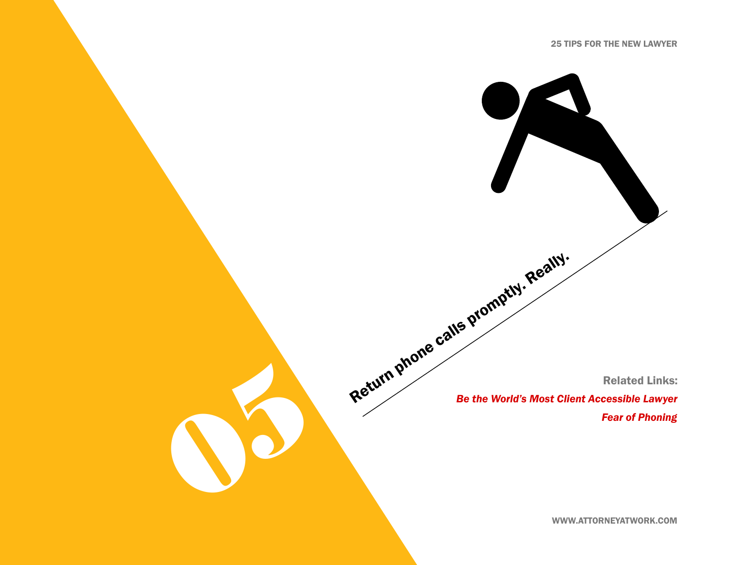# 05

## Return phone calls promptly. Really.

**Related Links:**

*Be the World's Most Client Accessible Lawyer*

*Fear of Phoning*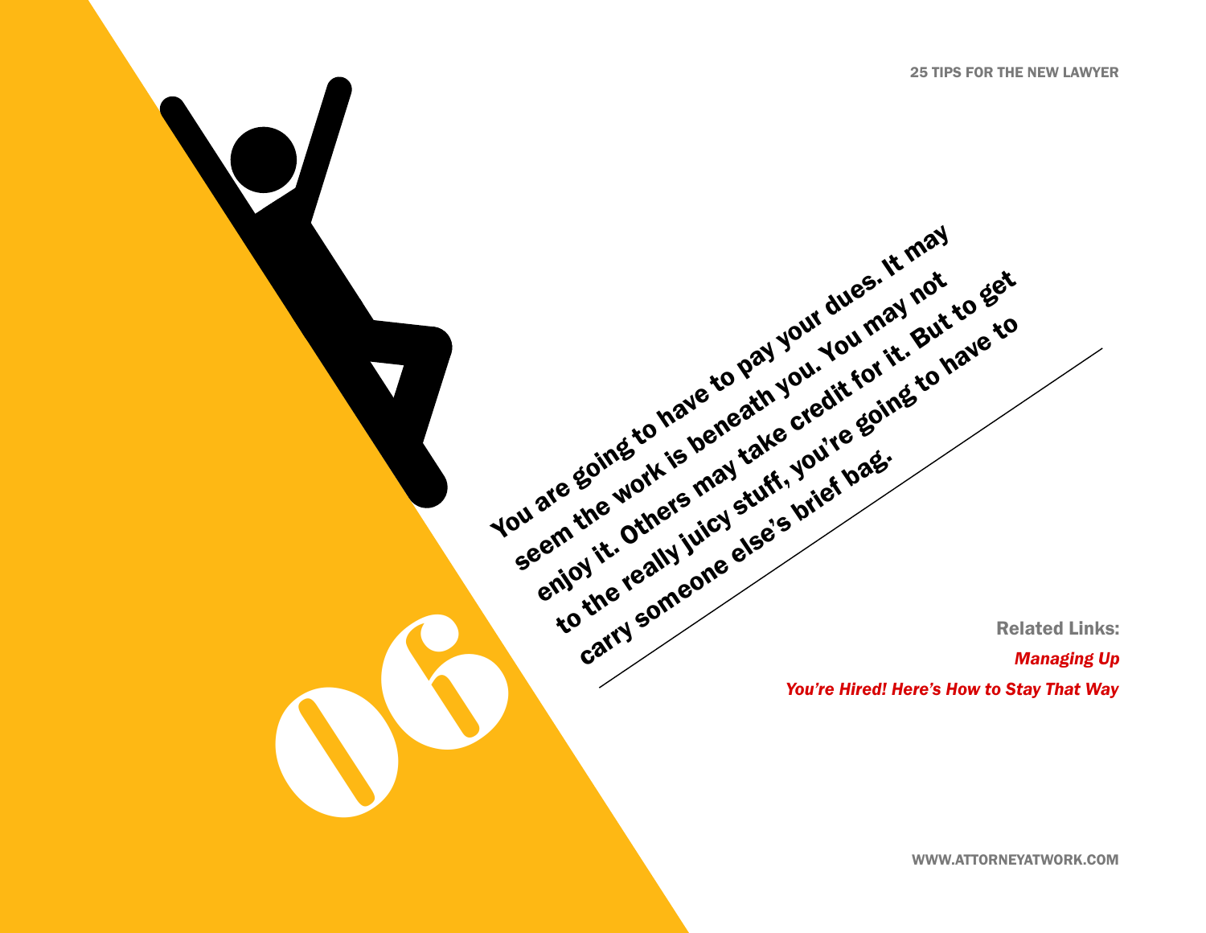# 06

You are going to have to pay your dues. It may seem the work is beneath you. You may not enjoy it. Others may take credit for it. But to get to the really juicy stuff, you're going to have to carry someone else's brief bag.

**Related Links:**

*Managing Up*

*You're Hired! Here's How to Stay That Way*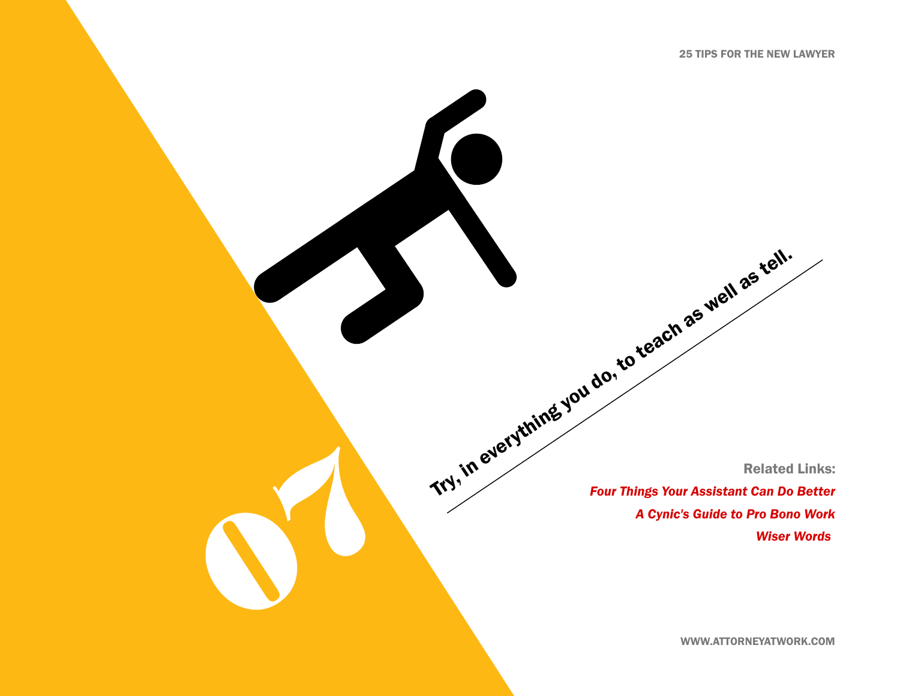# 07

## Try, in everything you do, to teach as well as tell.

**Related Links:**

*Four Things Your Assistant Can Do Better*

*A Cynic's Guide to Pro Bono Work*

*Wiser Words*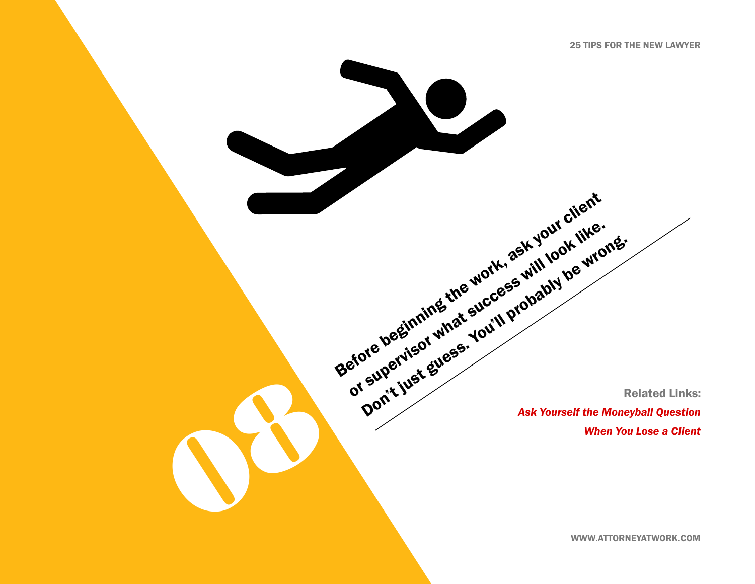# 08

**Before beginning the work, ask your client or supervisor what success will look like. Don't just guess. You'll probably be wrong.**

**Related Links:**

*Ask Yourself the Moneyball Question*

*When You Lose a Client*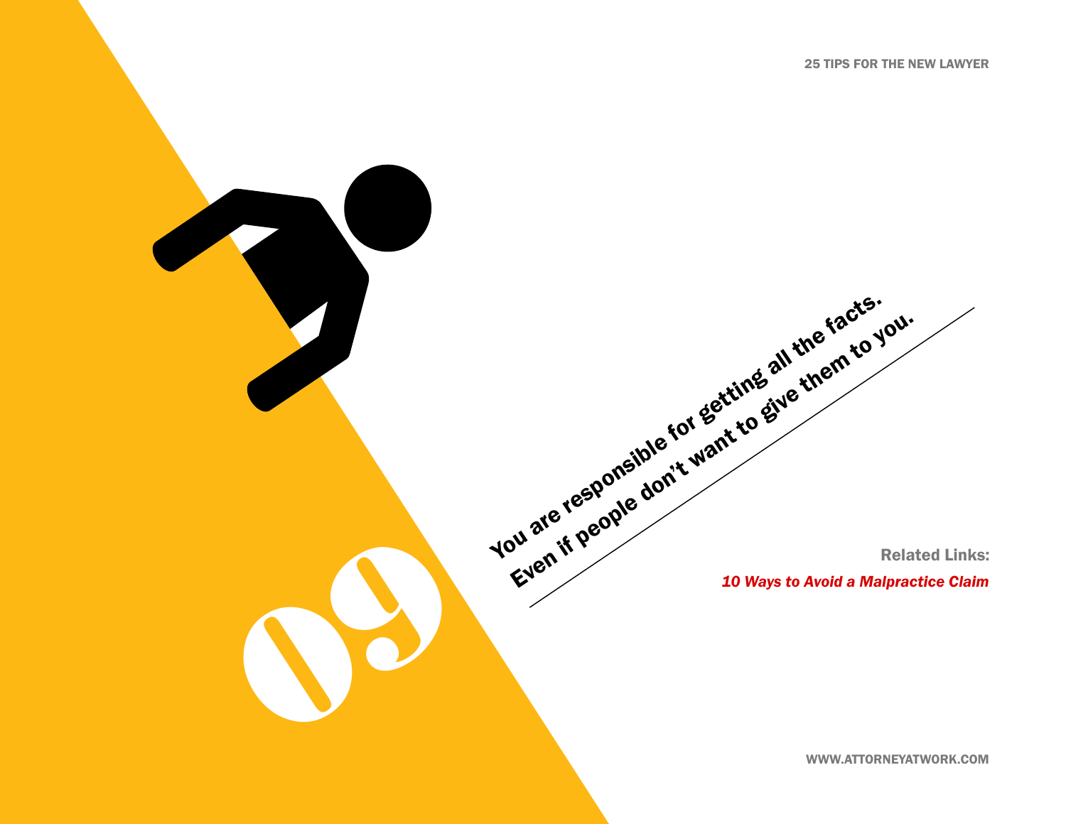# 09

**You are responsible for getting all the facts. Even if people don't want to give them to you.**

**Related Links:**

*10 Ways to Avoid a Malpractice Claim*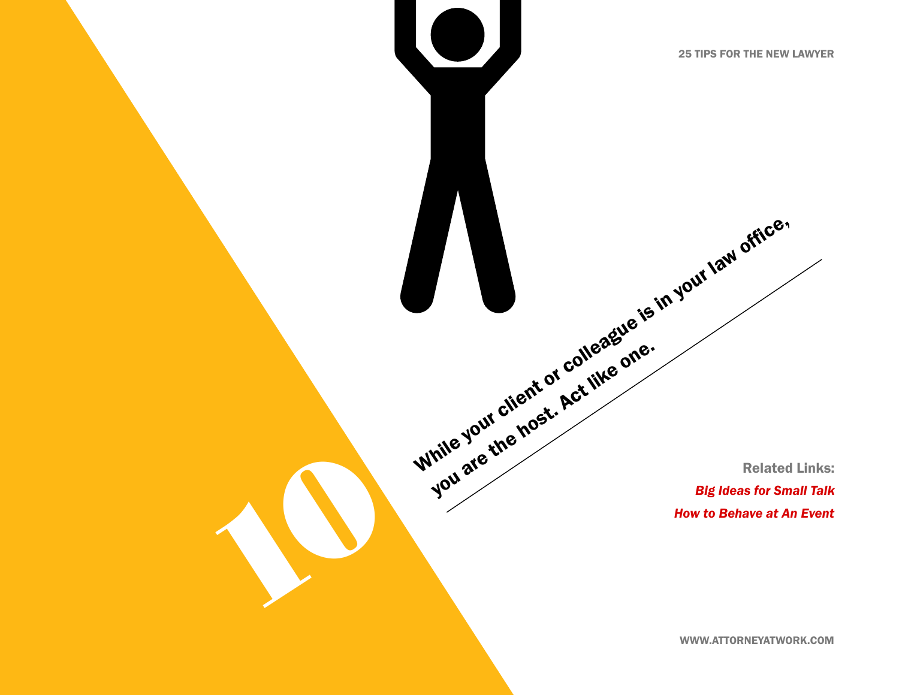# 10

**While your client or colleague is in your law office, you are the host. Act like one.**

**Related Links:**

***Big Ideas for Small Talk***

***How to Behave at An Event***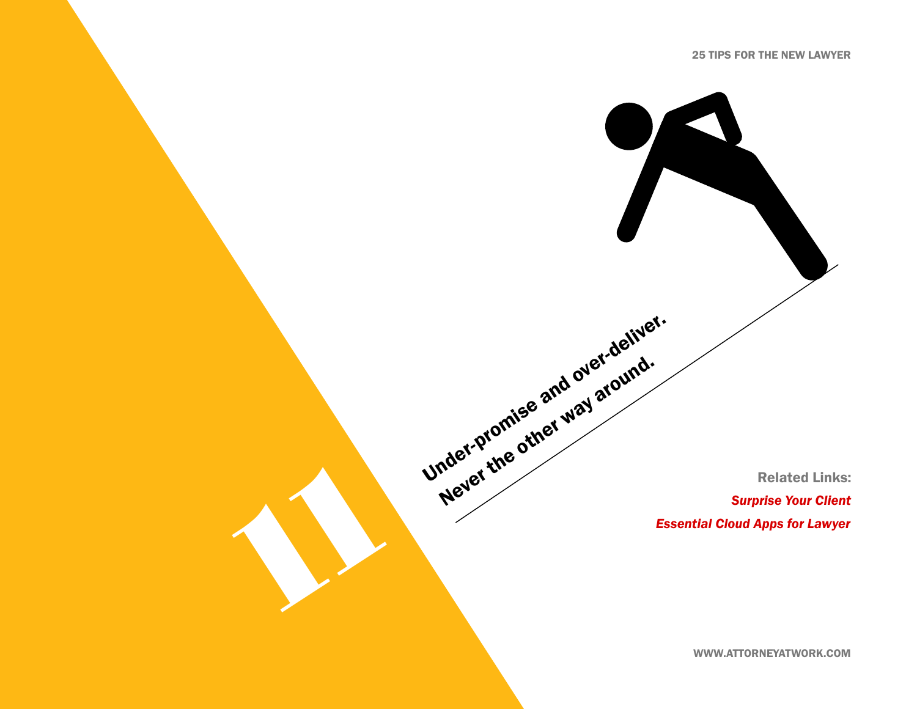# 11

**Under-promise and over-deliver. Never the other way around.**

**Related Links:**

*Surprise Your Client*

*Essential Cloud Apps for Lawyer*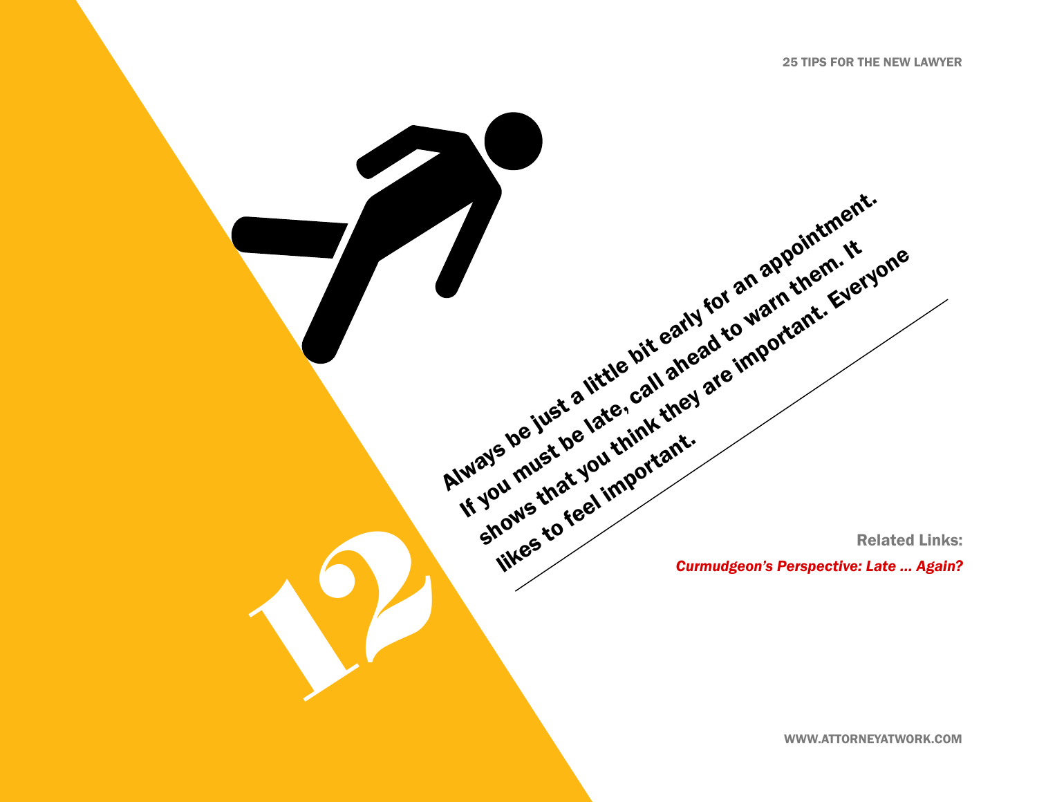# 12

**Always be just a little bit early for an appointment. If you must be late, call ahead to warn them. It shows that you think they are important. Everyone likes to feel important.**

**Related Links:**

*Curmudgeon's Perspective: Late ... Again?*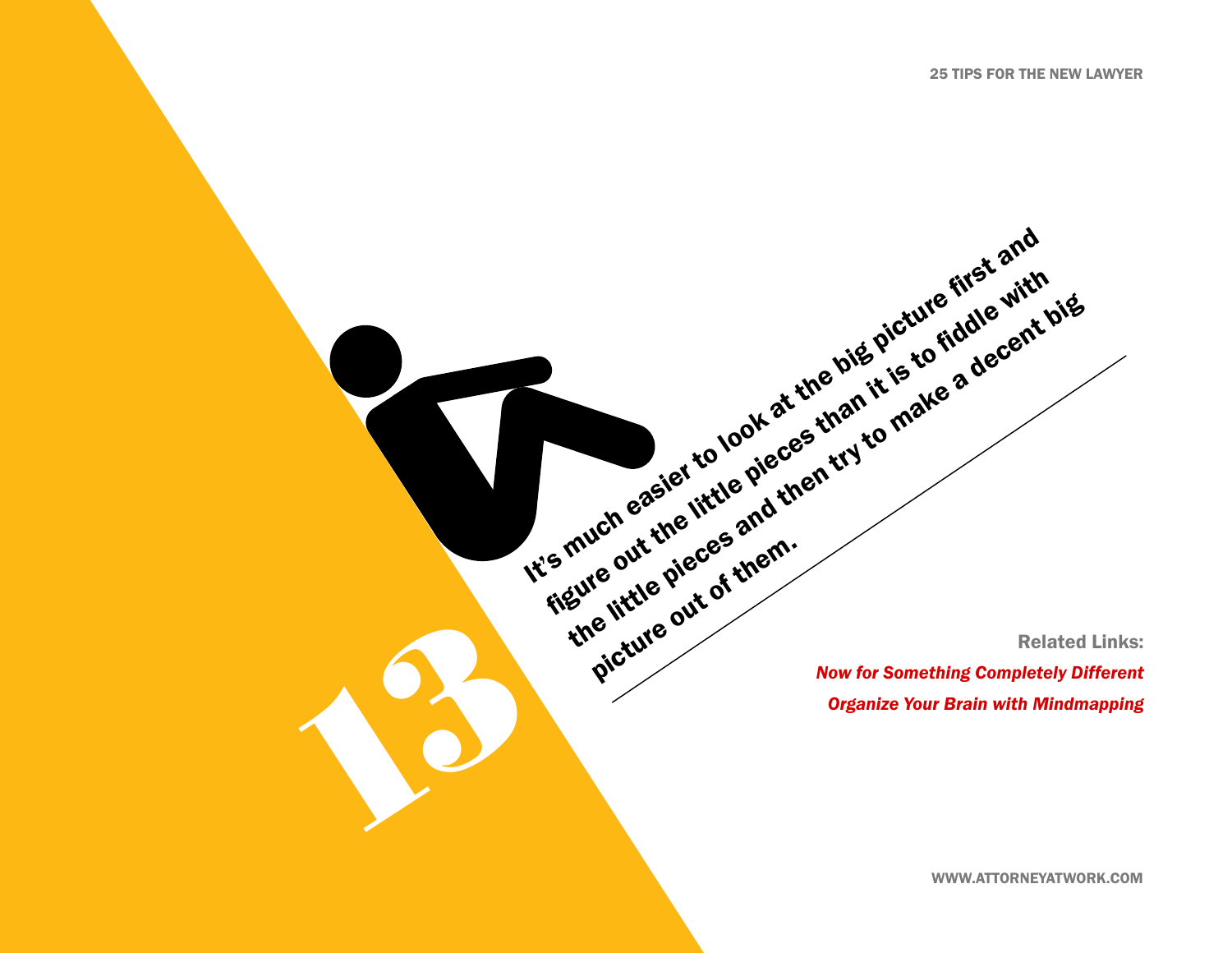# 13

**It's much easier to look at the big picture first and figure out the little pieces than it is to fiddle with the little pieces and then try to make a decent big picture out of them.**

**Related Links:**

***Now for Something Completely Different***

***Organize Your Brain with Mindmapping***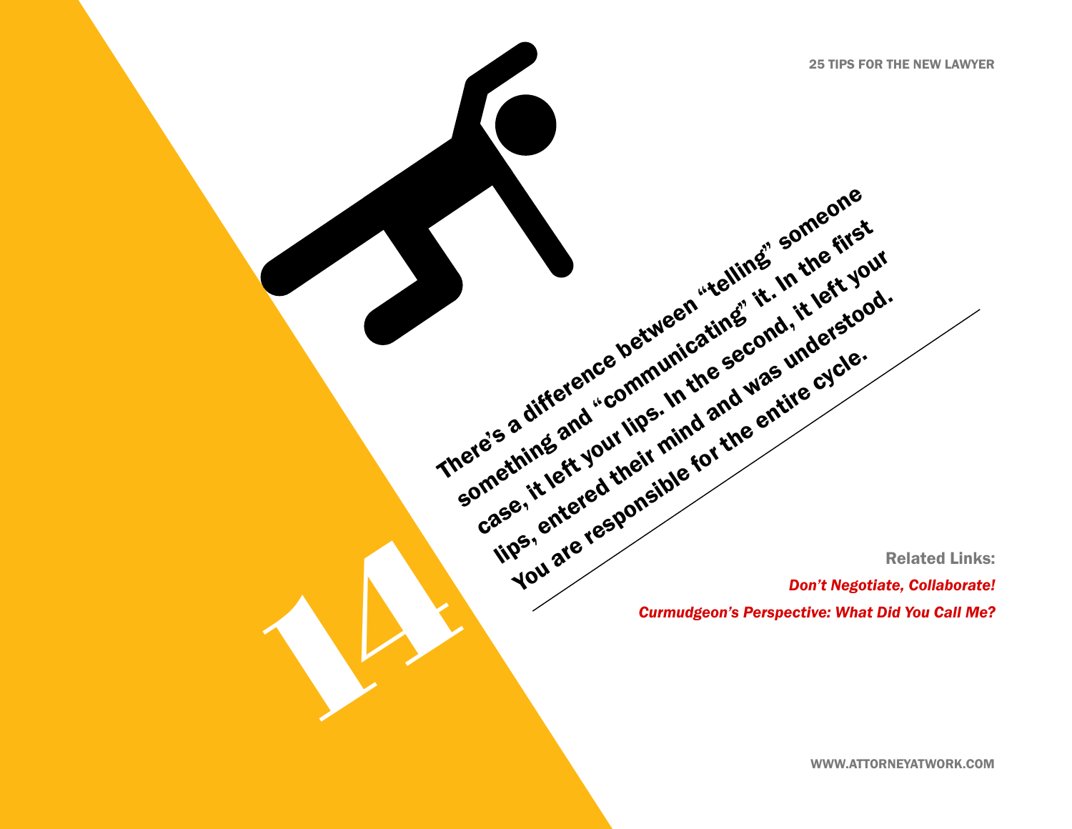# 14

**There's a difference between "telling" someone something and "communicating" it. In the first case, it left your lips. In the second, it left your lips, entered their mind and was understood. You are responsible for the entire cycle.**

**Related Links:**

*Don't Negotiate, Collaborate!*

*Curmudgeon's Perspective: What Did You Call Me?*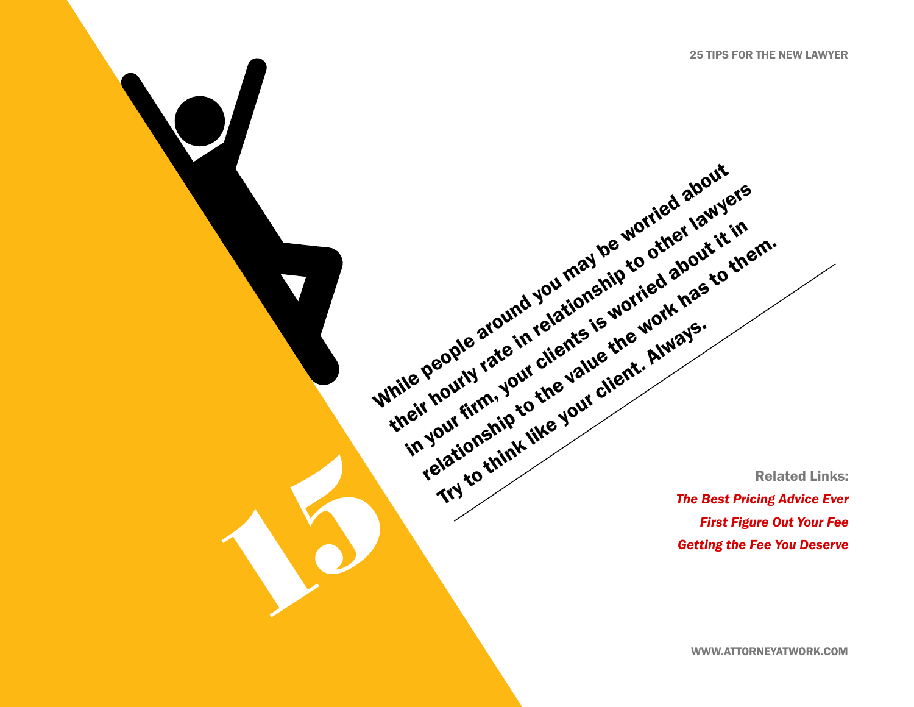# 15

While people around you may be worried about their hourly rate in relationship to other lawyers in your firm, your clients is worried about it in relationship to the value the work has to them. Try to think like your client. Always.

**Related Links:**

*The Best Pricing Advice Ever*

*First Figure Out Your Fee*

*Getting the Fee You Deserve*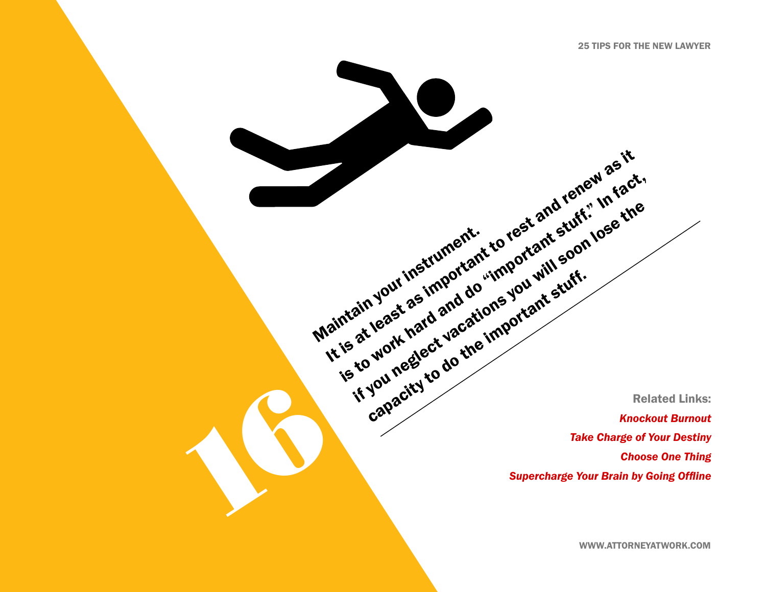# 16

**Maintain your instrument.**

**It is at least as important to rest and renew as it is to work hard and do "important stuff." In fact, if you neglect vacations you will soon lose the capacity to do the important stuff.**

**Related Links:**

*Knockout Burnout*

*Take Charge of Your Destiny*

*Choose One Thing*

*Supercharge Your Brain by Going Offline*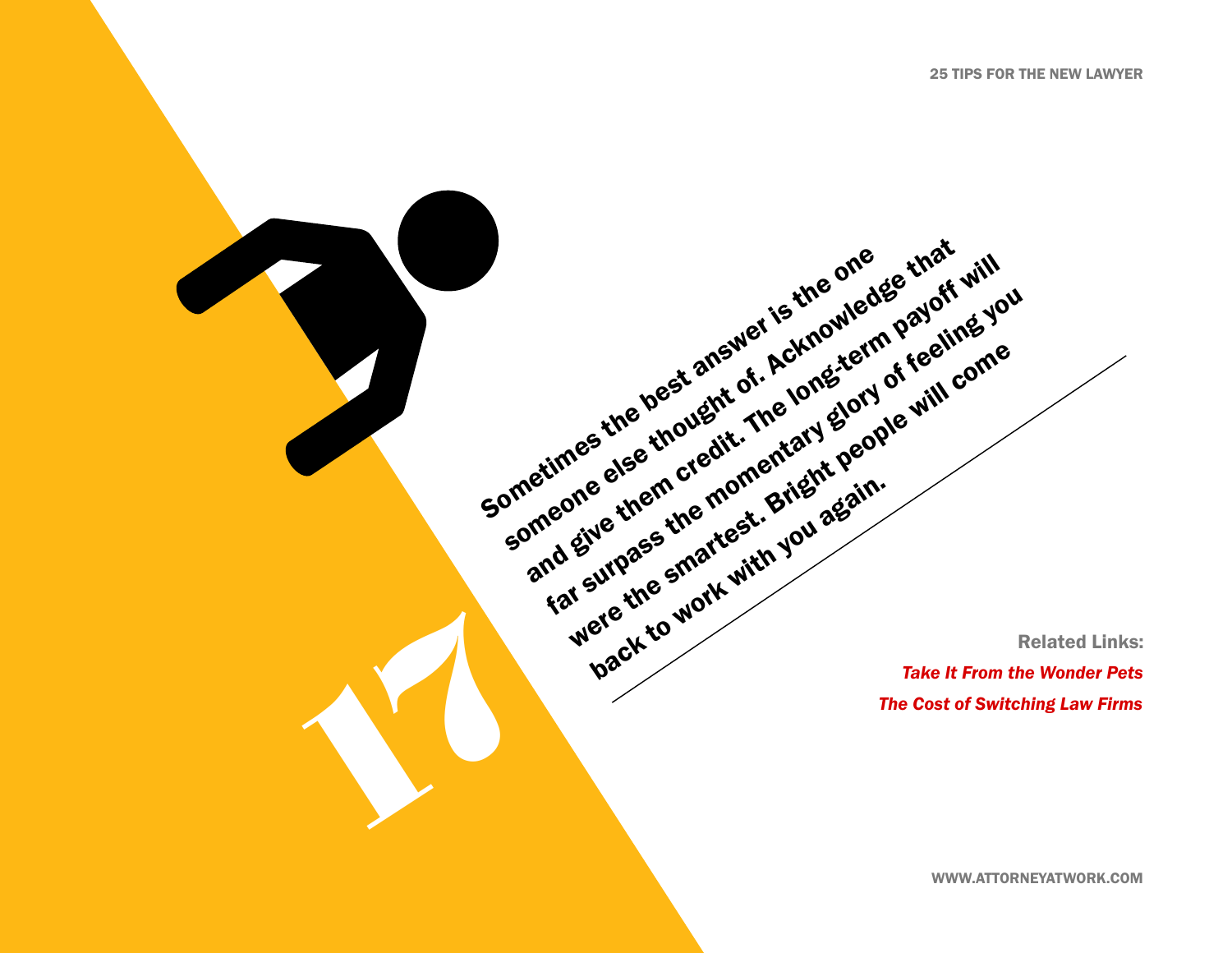# 17

Sometimes the best answer is the one someone else thought of. Acknowledge that and give them credit. The long-term payoff will far surpass the momentary glory of feeling you were the smartest. Bright people will come back to work with you again.

**Related Links:**

*Take It From the Wonder Pets*

*The Cost of Switching Law Firms*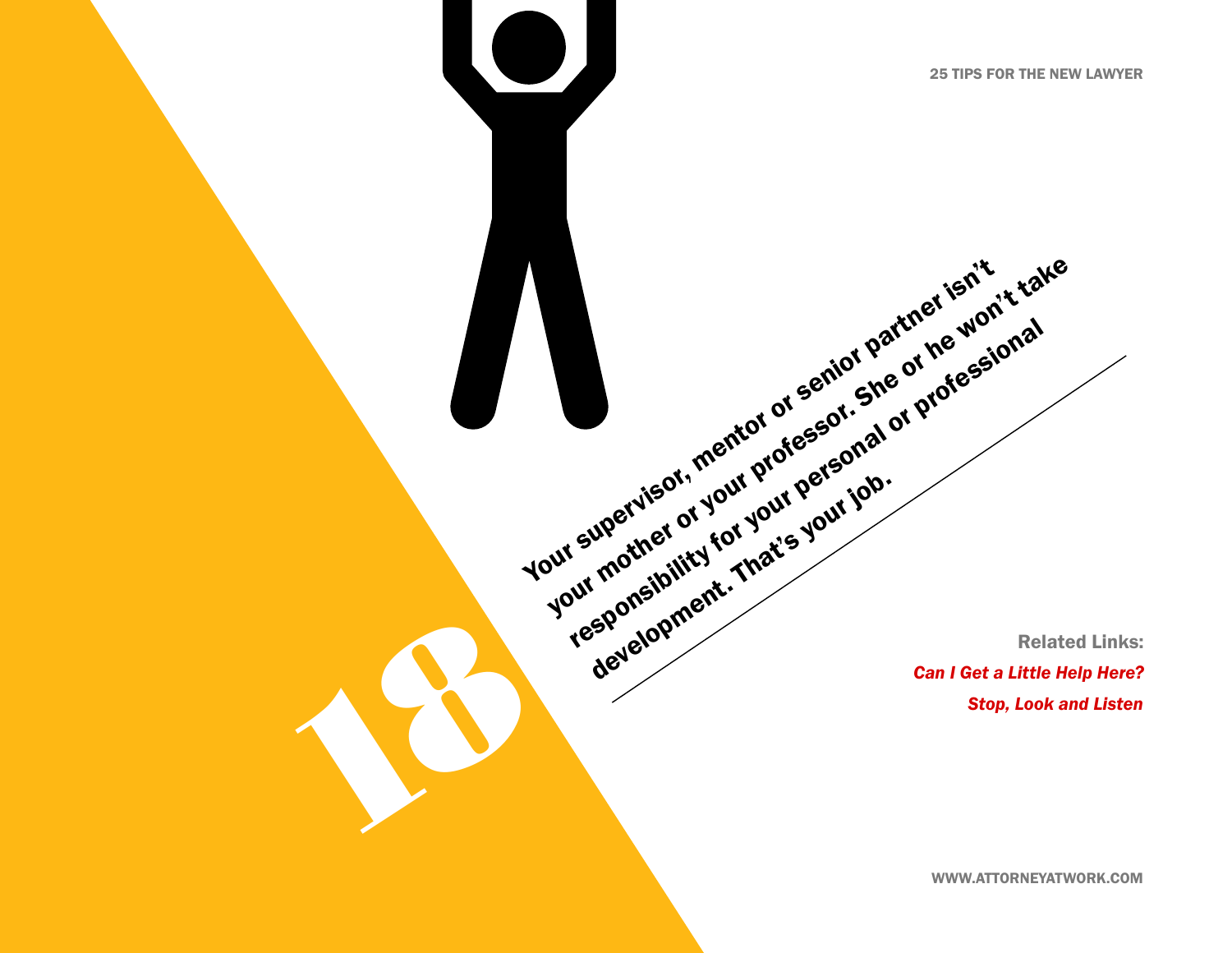# 18

**Your supervisor, mentor or senior partner isn't your mother or your professor. She or he won't take responsibility for your personal or professional development. That's your job.**

**Related Links:**

*Can I Get a Little Help Here?*

*Stop, Look and Listen*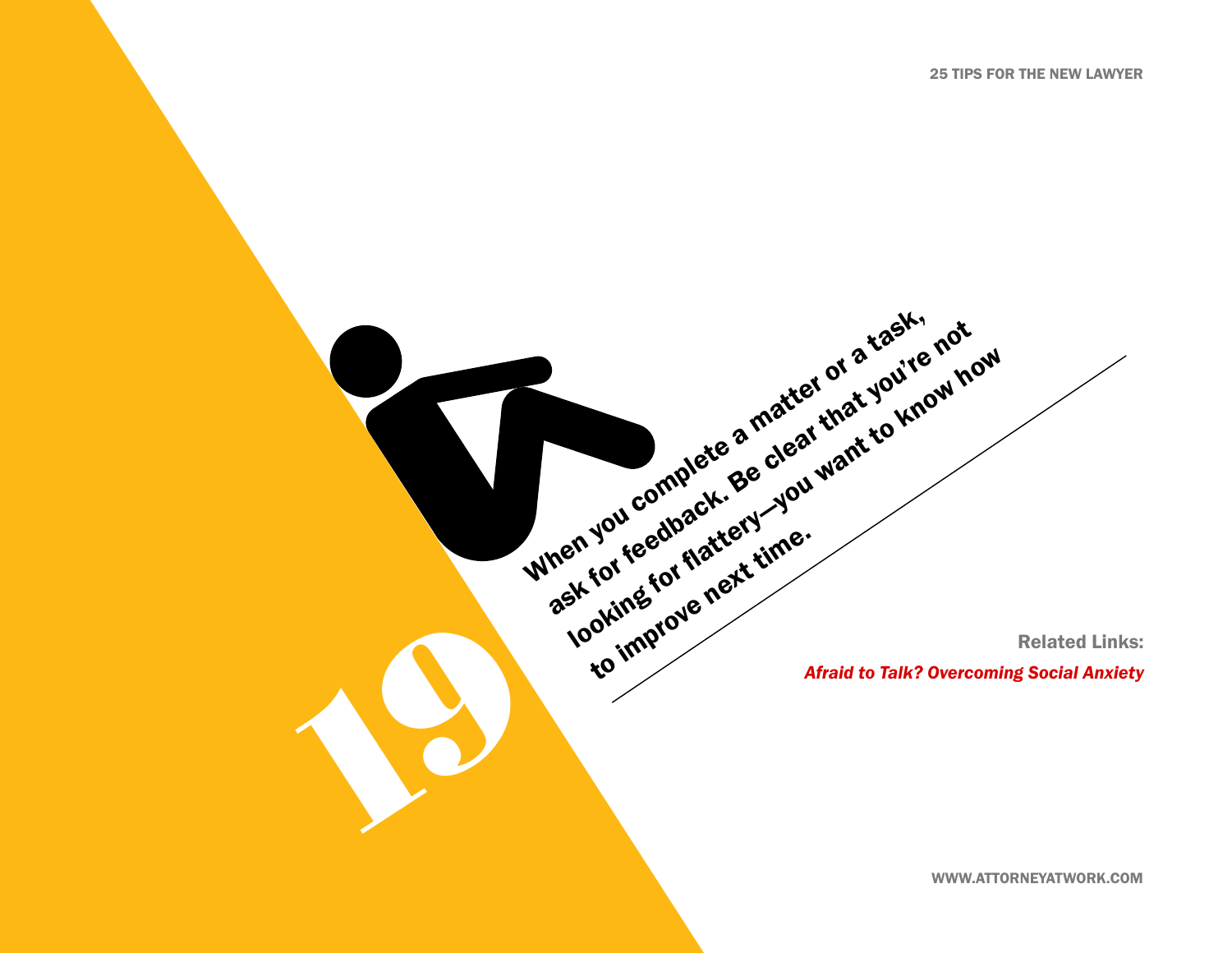# 19

When you complete a matter or a task, ask for feedback. Be clear that you're not looking for flattery—you want to know how to improve next time.

**Related Links:**

*Afraid to Talk? Overcoming Social Anxiety*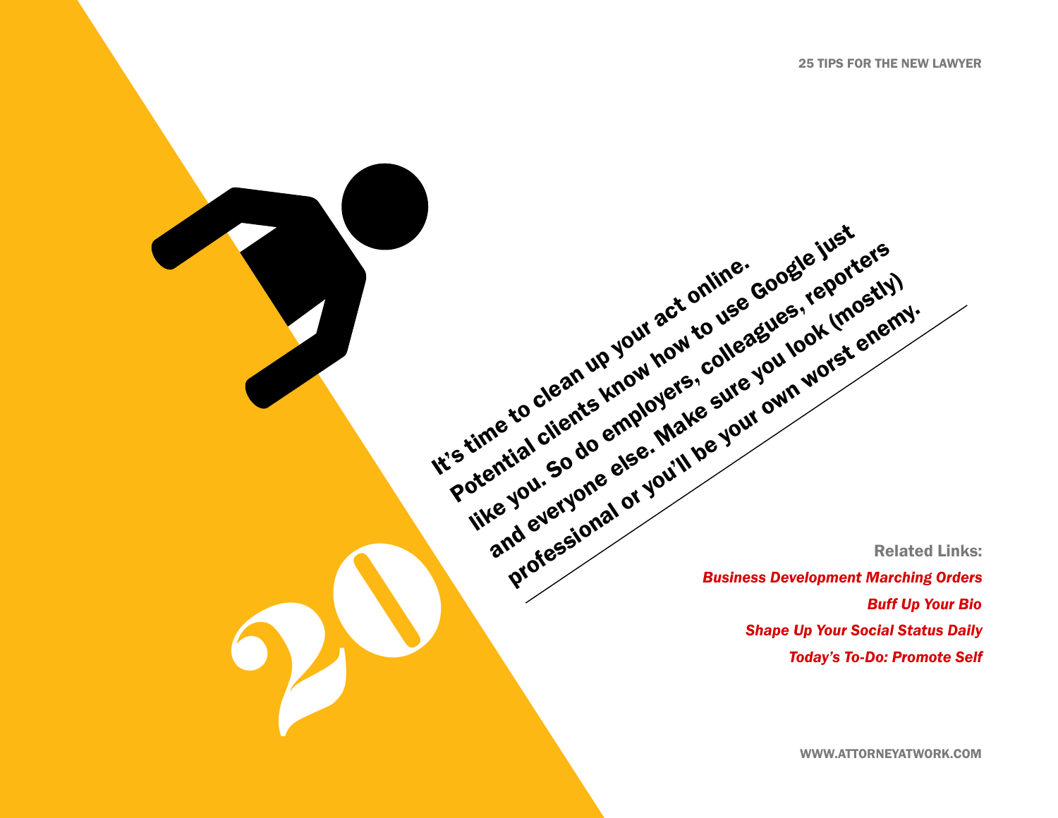# 20

**It's time to clean up your act online. Potential clients know how to use Google just like you. So do employers, colleagues, reporters and everyone else. Make sure you look (mostly) professional or you'll be your own worst enemy.**

**Related Links:**

*Business Development Marching Orders*

*Buff Up Your Bio*

*Shape Up Your Social Status Daily*

*Today's To-Do: Promote Self*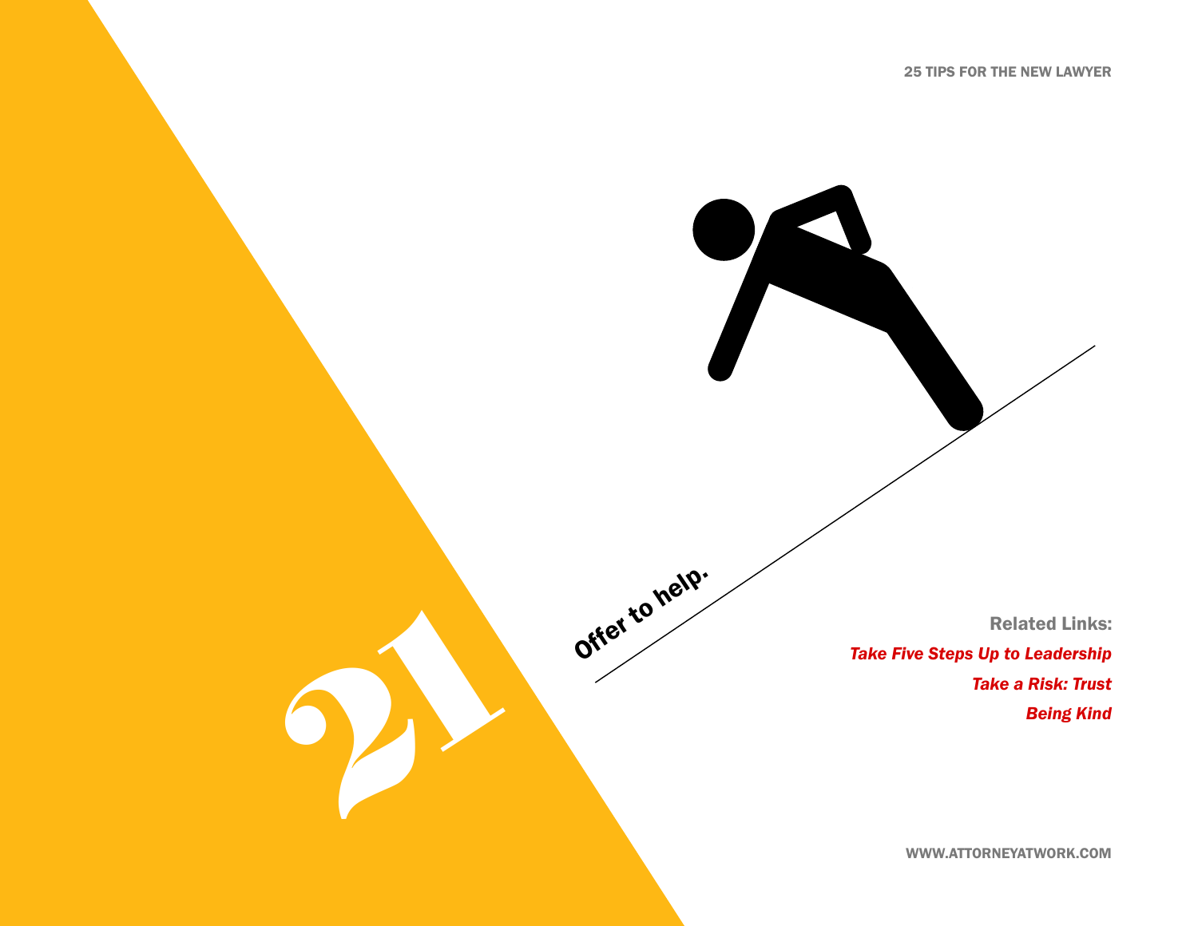# 21

**Offer to help.**

**Related Links:**

*Take Five Steps Up to Leadership*

*Take a Risk: Trust*

*Being Kind*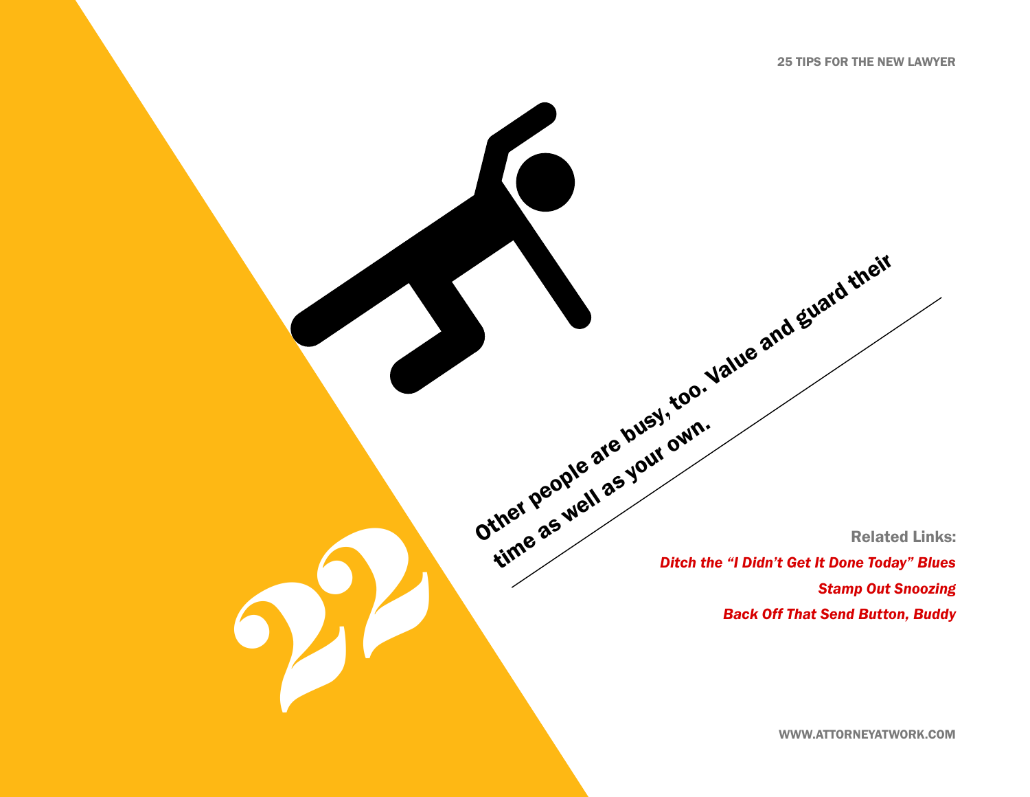# 22

**Other people are busy, too. Value and guard their time as well as your own.**

**Related Links:**

***Ditch the "I Didn't Get It Done Today" Blues***

***Stamp Out Snoozing***

***Back Off That Send Button, Buddy***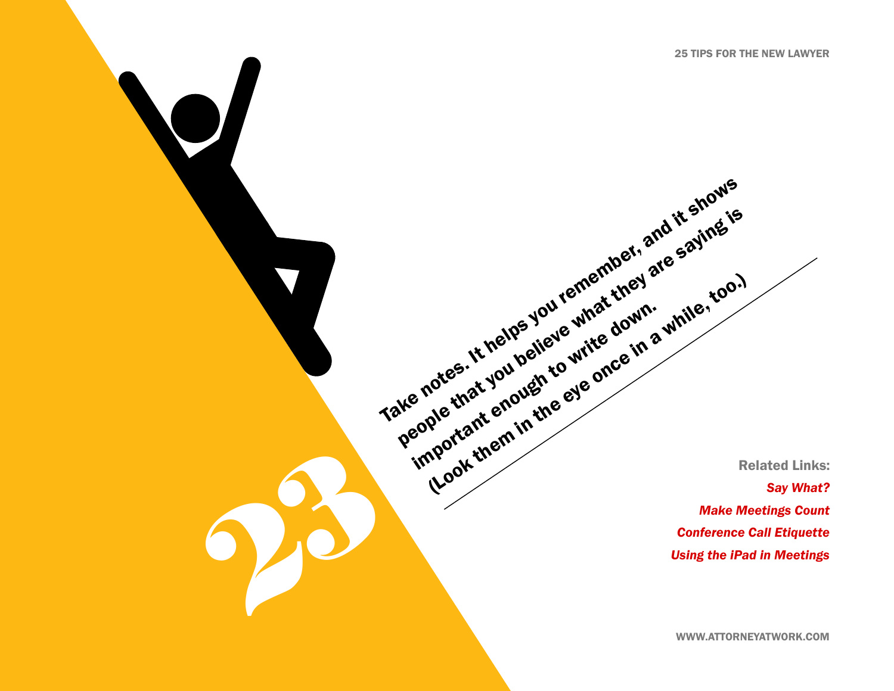# 23

**Take notes. It helps you remember, and it shows people that you believe what they are saying is important enough to write down. (Look them in the eye once in a while, too.)**

**Related Links:**

*Say What?*

*Make Meetings Count*

*Conference Call Etiquette*

*Using the iPad in Meetings*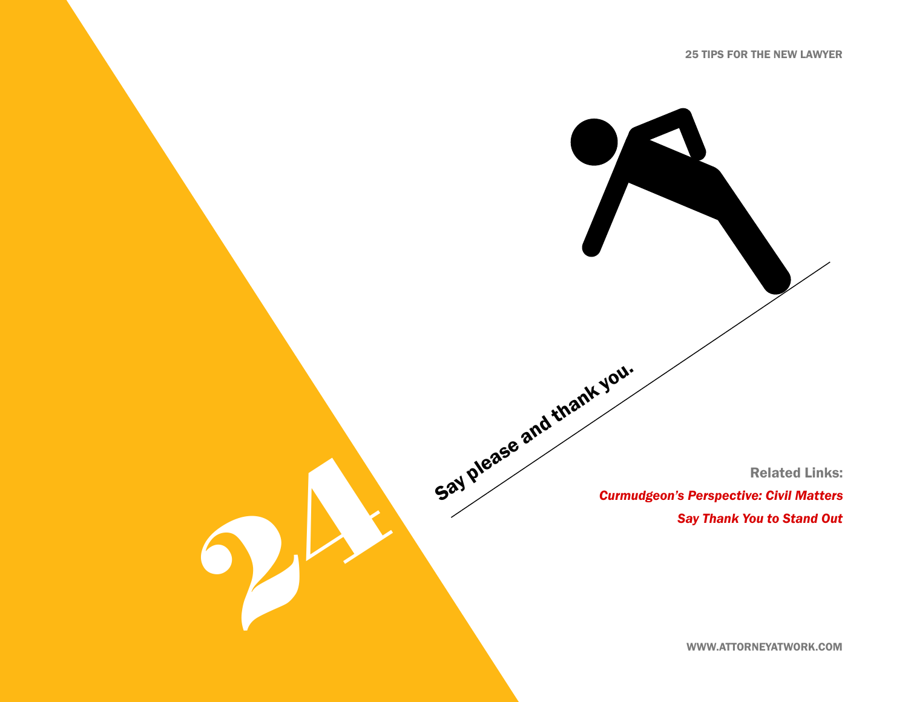# 24

**Say please and thank you.**

**Related Links:**

*Curmudgeon's Perspective: Civil Matters*

*Say Thank You to Stand Out*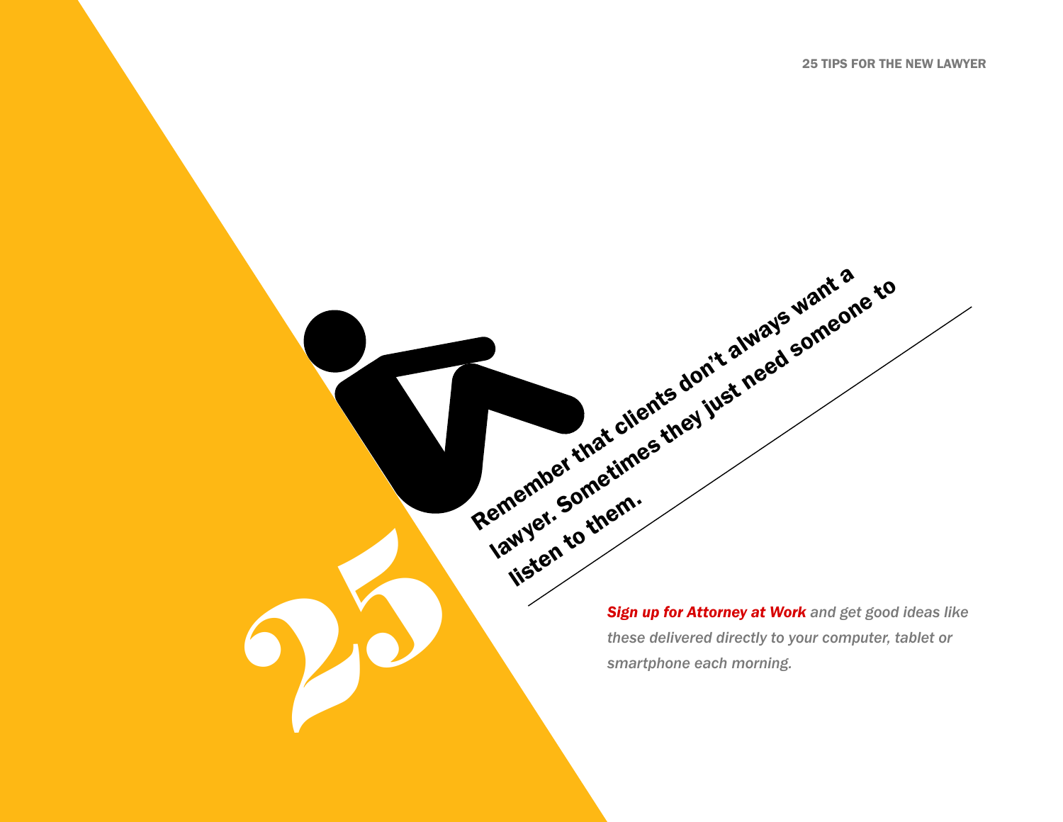## 25

**Remember that clients don't always want a lawyer. Sometimes they just need someone to listen to them.**

*Sign up for Attorney at Work and get good ideas like these delivered directly to your computer, tablet or smartphone each morning.*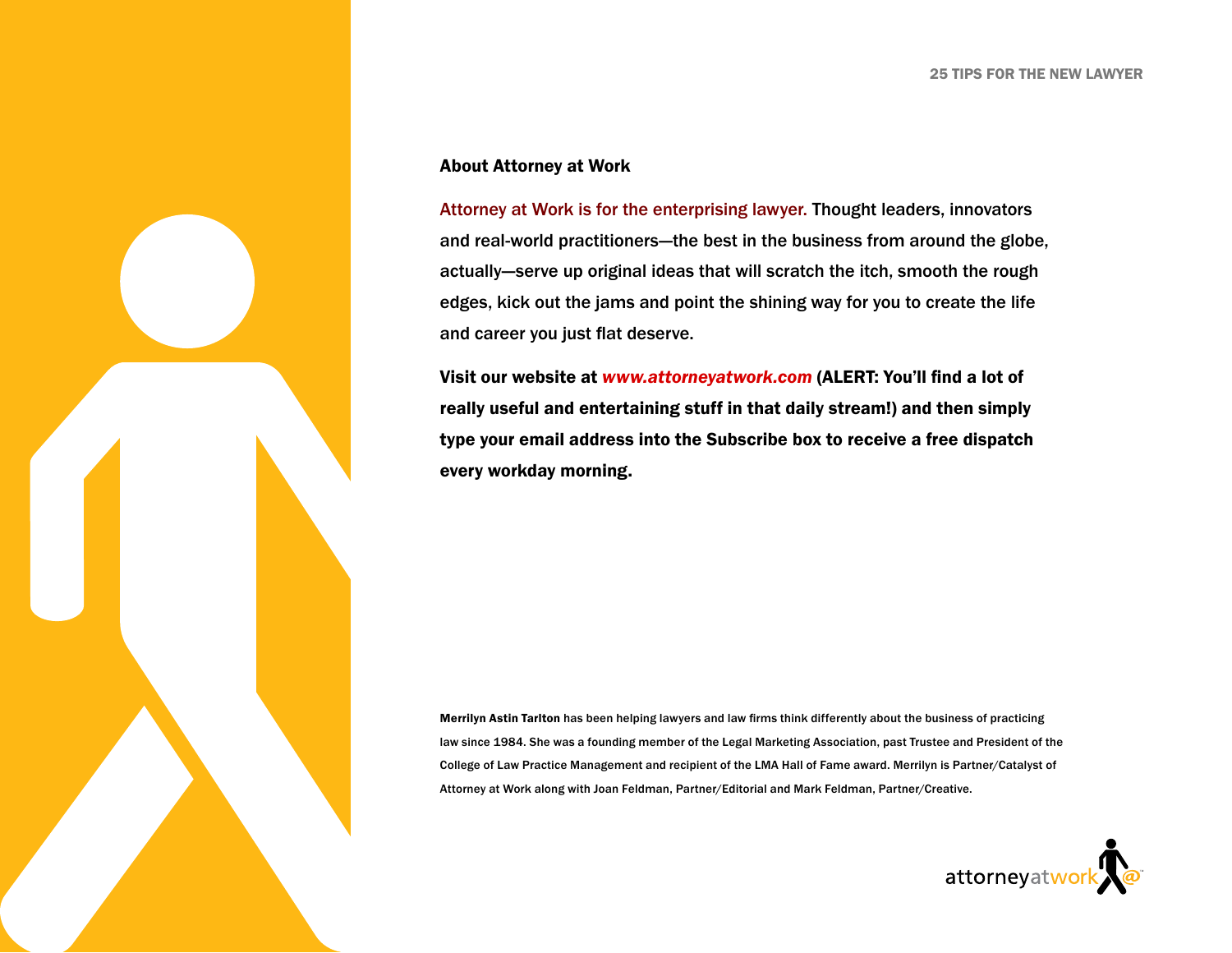## About Attorney at Work

Attorney at Work is for the enterprising lawyer. Thought leaders, innovators and real-world practitioners—the best in the business from around the globe, actually—serve up original ideas that will scratch the itch, smooth the rough edges, kick out the jams and point the shining way for you to create the life and career you just flat deserve.

**Visit our website at *www.attorneyatwork.com* (ALERT: You'll find a lot of really useful and entertaining stuff in that daily stream!) and then simply type your email address into the Subscribe box to receive a free dispatch every workday morning.**

**Merrilyn Astin Tarlton** has been helping lawyers and law firms think differently about the business of practicing law since 1984. She was a founding member of the Legal Marketing Association, past Trustee and President of the College of Law Practice Management and recipient of the LMA Hall of Fame award. Merrilyn is Partner/Catalyst of Attorney at Work along with Joan Feldman, Partner/Editorial and Mark Feldman, Partner/Creative.

attorneyatwork@